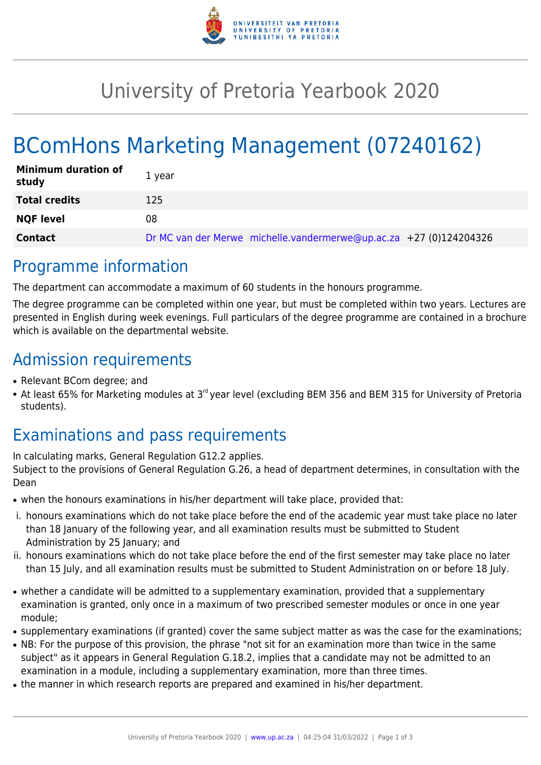# University of Pretoria Yearbook 2020

# BComHons Marketing Management (07240162)

| **Minimum duration of study** | 1 year |
|---|---|
| **Total credits** | 125 |
| **NQF level** | 08 |
| **Contact** | Dr MC van der Merwe michelle.vandermerwe@up.ac.za +27 (0)124204326 |

## Programme information

The department can accommodate a maximum of 60 students in the honours programme.

The degree programme can be completed within one year, but must be completed within two years. Lectures are presented in English during week evenings. Full particulars of the degree programme are contained in a brochure which is available on the departmental website.

## Admission requirements

- Relevant BCom degree; and
- At least 65% for Marketing modules at 3rd year level (excluding BEM 356 and BEM 315 for University of Pretoria students).

## Examinations and pass requirements

In calculating marks, General Regulation G12.2 applies.
Subject to the provisions of General Regulation G.26, a head of department determines, in consultation with the Dean

- when the honours examinations in his/her department will take place, provided that:
  1. honours examinations which do not take place before the end of the academic year must take place no later than 18 January of the following year, and all examination results must be submitted to Student Administration by 25 January; and
  2. honours examinations which do not take place before the end of the first semester may take place no later than 15 July, and all examination results must be submitted to Student Administration on or before 18 July.
- whether a candidate will be admitted to a supplementary examination, provided that a supplementary examination is granted, only once in a maximum of two prescribed semester modules or once in one year module;
- supplementary examinations (if granted) cover the same subject matter as was the case for the examinations;
- NB: For the purpose of this provision, the phrase "not sit for an examination more than twice in the same subject" as it appears in General Regulation G.18.2, implies that a candidate may not be admitted to an examination in a module, including a supplementary examination, more than three times.
- the manner in which research reports are prepared and examined in his/her department.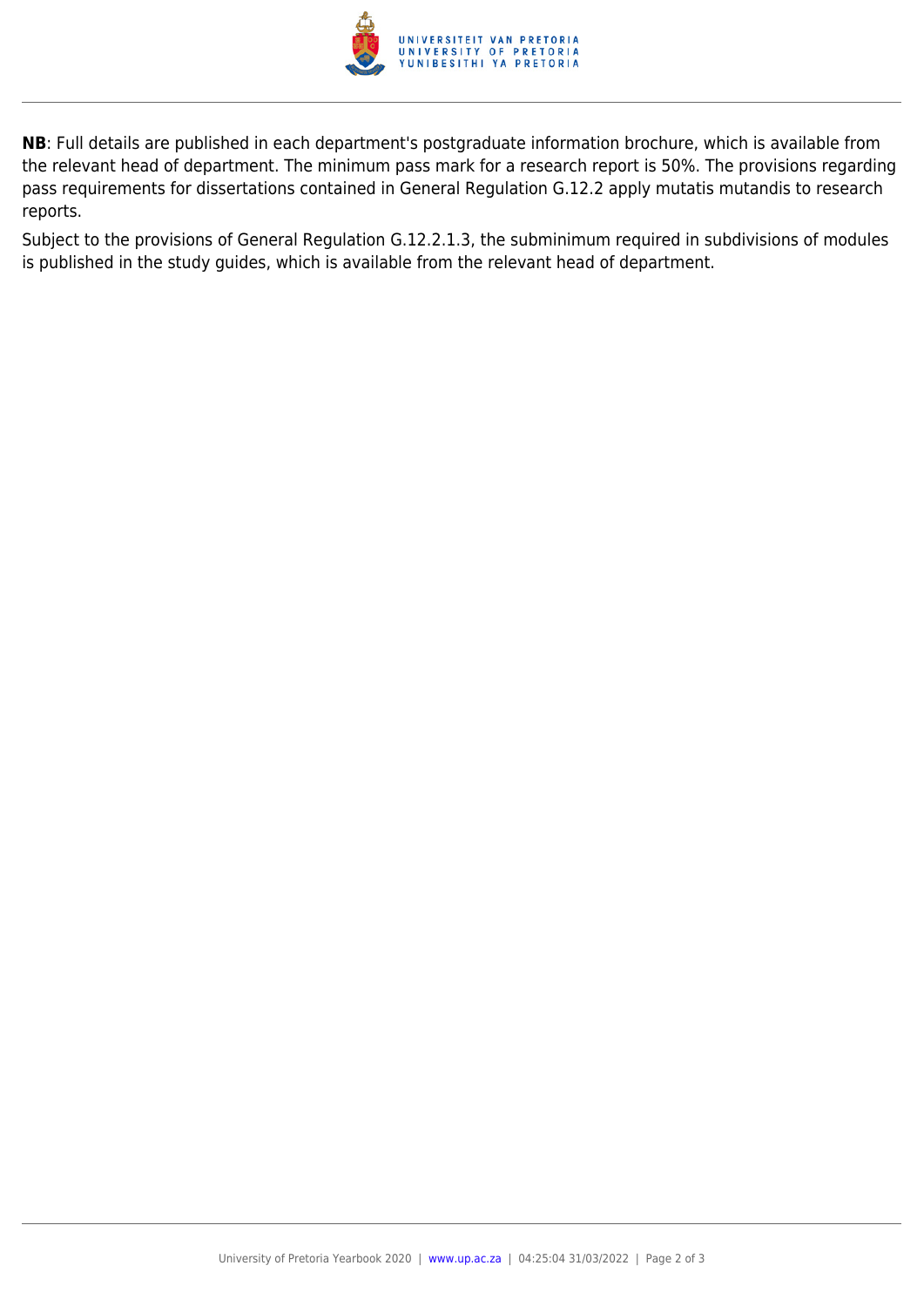**NB**: Full details are published in each department's postgraduate information brochure, which is available from the relevant head of department. The minimum pass mark for a research report is 50%. The provisions regarding pass requirements for dissertations contained in General Regulation G.12.2 apply mutatis mutandis to research reports.

Subject to the provisions of General Regulation G.12.2.1.3, the subminimum required in subdivisions of modules is published in the study guides, which is available from the relevant head of department.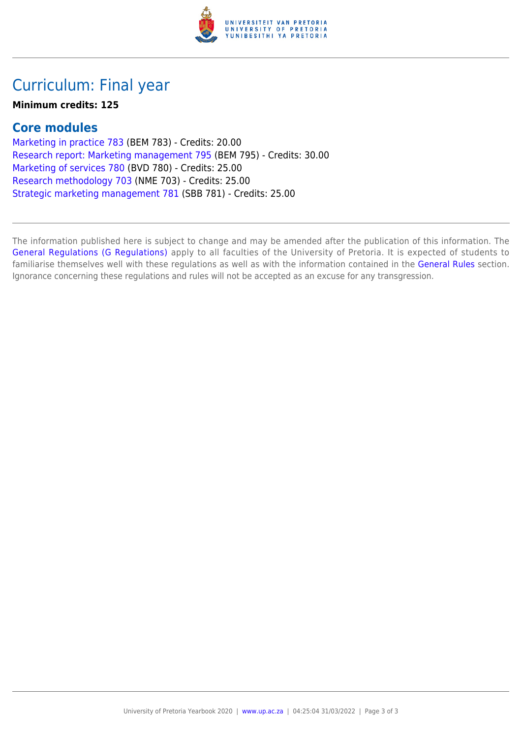## Curriculum: Final year

**Minimum credits: 125**

### Core modules

Marketing in practice 783 (BEM 783) - Credits: 20.00
Research report: Marketing management 795 (BEM 795) - Credits: 30.00
Marketing of services 780 (BVD 780) - Credits: 25.00
Research methodology 703 (NME 703) - Credits: 25.00
Strategic marketing management 781 (SBB 781) - Credits: 25.00

The information published here is subject to change and may be amended after the publication of this information. The General Regulations (G Regulations) apply to all faculties of the University of Pretoria. It is expected of students to familiarise themselves well with these regulations as well as with the information contained in the General Rules section. Ignorance concerning these regulations and rules will not be accepted as an excuse for any transgression.